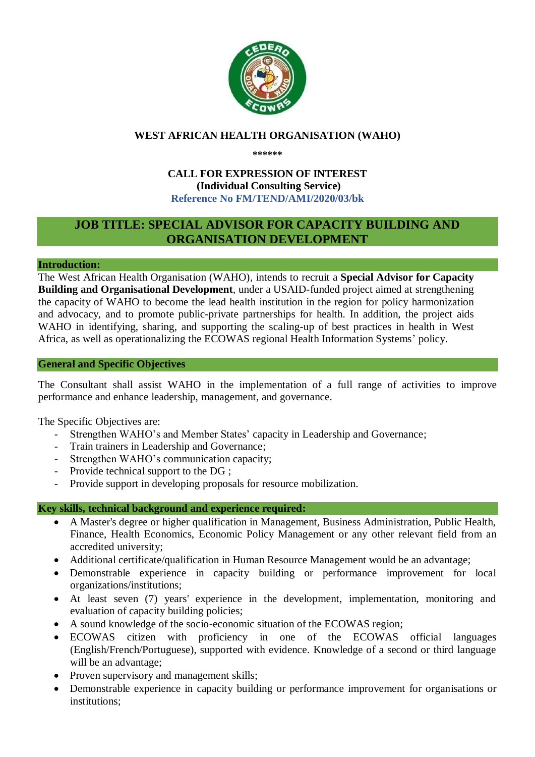**WEST AFRICAN HEALTH ORGANISATION (WAHO)**

**\*\*\*\*\*\***

**CALL FOR EXPRESSION OF INTEREST**
**(Individual Consulting Service)**
**Reference No FM/TEND/AMI/2020/03/bk**

# JOB TITLE: SPECIAL ADVISOR FOR CAPACITY BUILDING AND ORGANISATION DEVELOPMENT

## Introduction:

The West African Health Organisation (WAHO), intends to recruit a **Special Advisor for Capacity Building and Organisational Development**, under a USAID-funded project aimed at strengthening the capacity of WAHO to become the lead health institution in the region for policy harmonization and advocacy, and to promote public-private partnerships for health. In addition, the project aids WAHO in identifying, sharing, and supporting the scaling-up of best practices in health in West Africa, as well as operationalizing the ECOWAS regional Health Information Systems' policy.

## General and Specific Objectives

The Consultant shall assist WAHO in the implementation of a full range of activities to improve performance and enhance leadership, management, and governance.

The Specific Objectives are:

- Strengthen WAHO's and Member States' capacity in Leadership and Governance;
- Train trainers in Leadership and Governance;
- Strengthen WAHO's communication capacity;
- Provide technical support to the DG ;
- Provide support in developing proposals for resource mobilization.

## Key skills, technical background and experience required:

- A Master's degree or higher qualification in Management, Business Administration, Public Health, Finance, Health Economics, Economic Policy Management or any other relevant field from an accredited university;
- Additional certificate/qualification in Human Resource Management would be an advantage;
- Demonstrable experience in capacity building or performance improvement for local organizations/institutions;
- At least seven (7) years' experience in the development, implementation, monitoring and evaluation of capacity building policies;
- A sound knowledge of the socio-economic situation of the ECOWAS region;
- ECOWAS citizen with proficiency in one of the ECOWAS official languages (English/French/Portuguese), supported with evidence. Knowledge of a second or third language will be an advantage;
- Proven supervisory and management skills;
- Demonstrable experience in capacity building or performance improvement for organisations or institutions;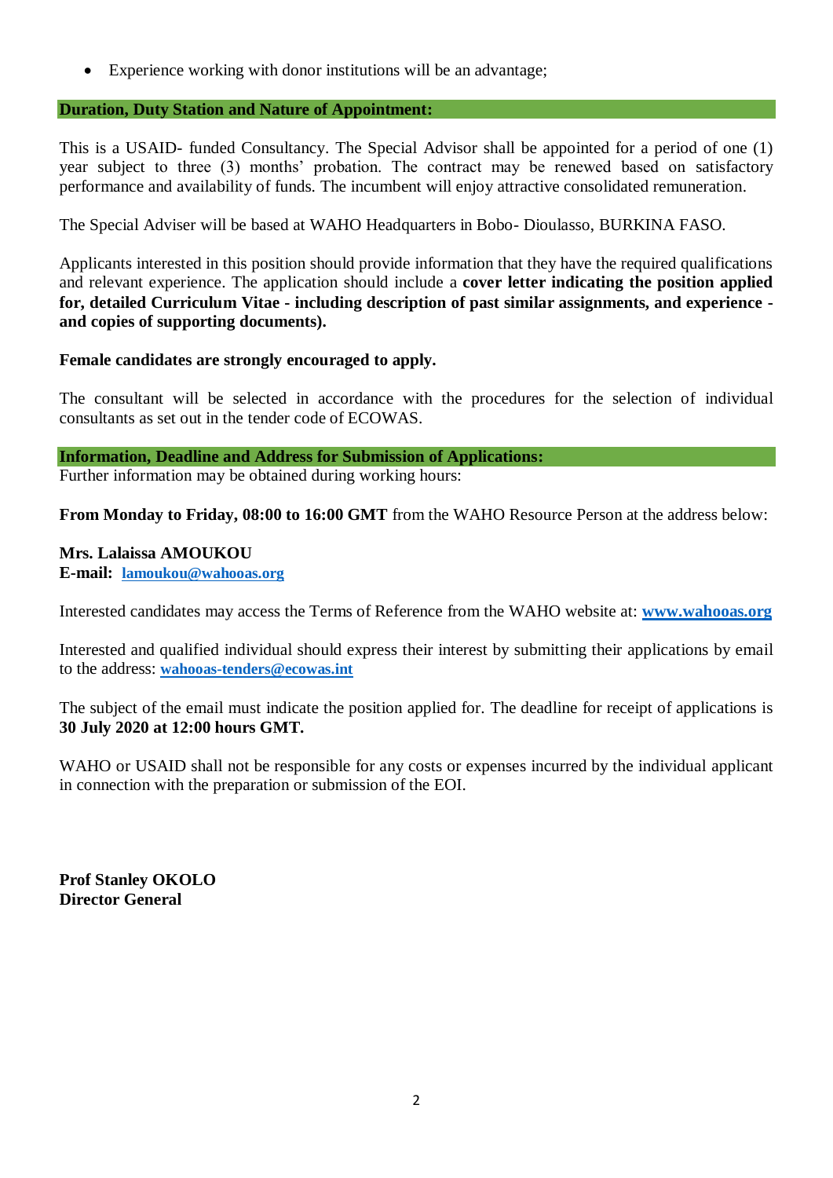- Experience working with donor institutions will be an advantage;

## Duration, Duty Station and Nature of Appointment:

This is a USAID- funded Consultancy. The Special Advisor shall be appointed for a period of one (1) year subject to three (3) months' probation. The contract may be renewed based on satisfactory performance and availability of funds. The incumbent will enjoy attractive consolidated remuneration.

The Special Adviser will be based at WAHO Headquarters in Bobo- Dioulasso, BURKINA FASO.

Applicants interested in this position should provide information that they have the required qualifications and relevant experience. The application should include a **cover letter indicating the position applied for, detailed Curriculum Vitae - including description of past similar assignments, and experience - and copies of supporting documents).**

**Female candidates are strongly encouraged to apply.**

The consultant will be selected in accordance with the procedures for the selection of individual consultants as set out in the tender code of ECOWAS.

## Information, Deadline and Address for Submission of Applications:

Further information may be obtained during working hours:

**From Monday to Friday, 08:00 to 16:00 GMT** from the WAHO Resource Person at the address below:

**Mrs. Lalaissa AMOUKOU**
**E-mail: lamoukou@wahooas.org**

Interested candidates may access the Terms of Reference from the WAHO website at: **www.wahooas.org**

Interested and qualified individual should express their interest by submitting their applications by email to the address: **wahooas-tenders@ecowas.int**

The subject of the email must indicate the position applied for. The deadline for receipt of applications is **30 July 2020 at 12:00 hours GMT.**

WAHO or USAID shall not be responsible for any costs or expenses incurred by the individual applicant in connection with the preparation or submission of the EOI.

**Prof Stanley OKOLO**
**Director General**